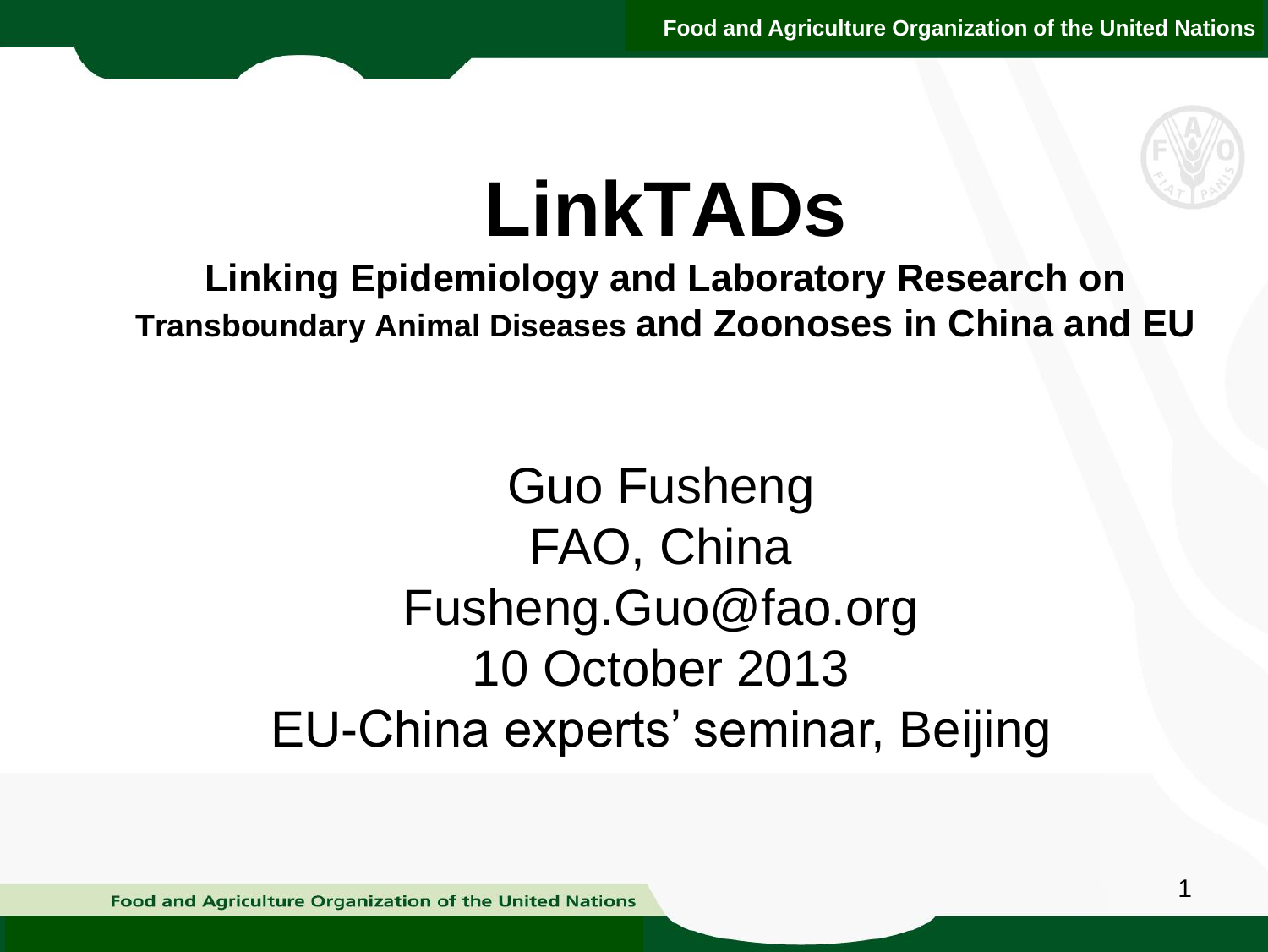# LinkTADs

**Linking Epidemiology and Laboratory Research on Transboundary Animal Diseases and Zoonoses in China and EU**

Guo Fusheng
FAO, China
Fusheng.Guo@fao.org
10 October 2013
EU-China experts' seminar, Beijing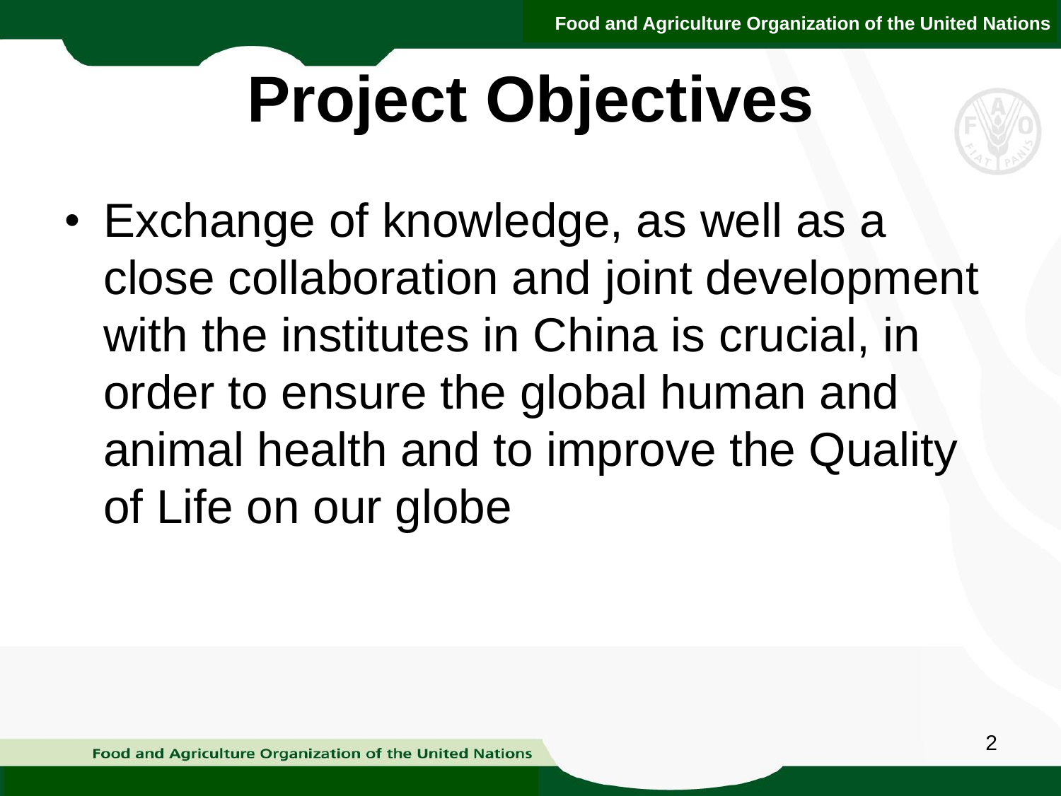# Project Objectives

- Exchange of knowledge, as well as a close collaboration and joint development with the institutes in China is crucial, in order to ensure the global human and animal health and to improve the Quality of Life on our globe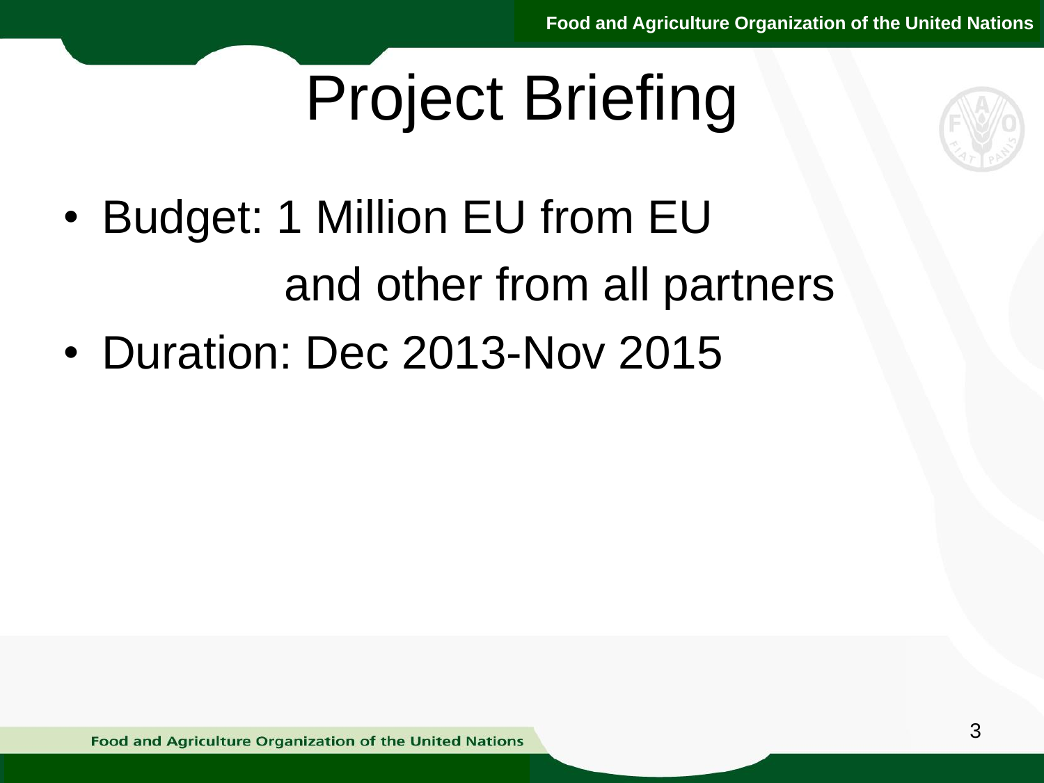# Project Briefing

- Budget: 1 Million EU from EU and other from all partners
- Duration: Dec 2013-Nov 2015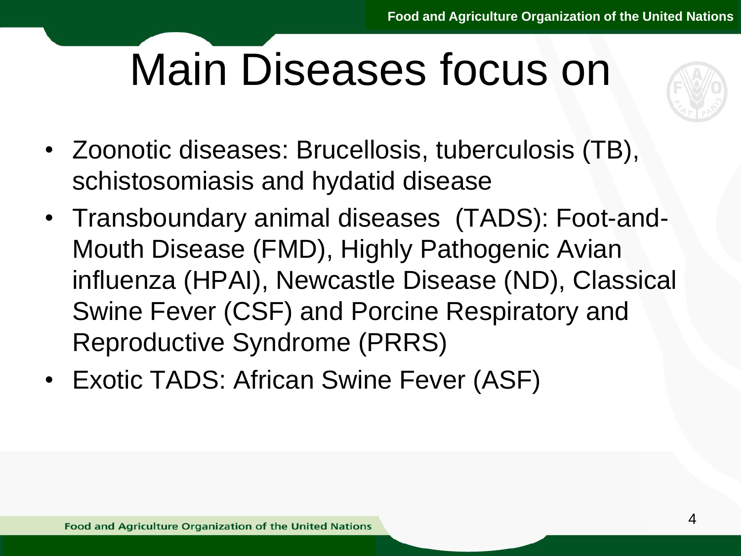# Main Diseases focus on

- Zoonotic diseases: Brucellosis, tuberculosis (TB), schistosomiasis and hydatid disease
- Transboundary animal diseases (TADS): Foot-and-Mouth Disease (FMD), Highly Pathogenic Avian influenza (HPAI), Newcastle Disease (ND), Classical Swine Fever (CSF) and Porcine Respiratory and Reproductive Syndrome (PRRS)
- Exotic TADS: African Swine Fever (ASF)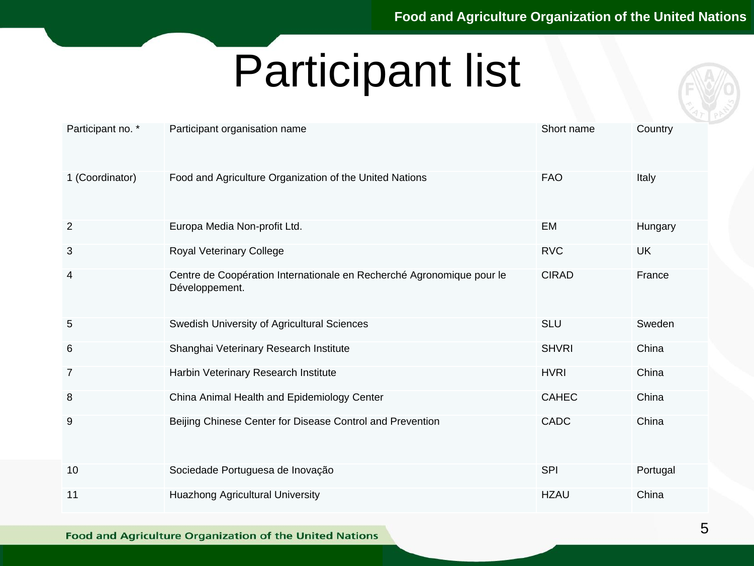# Participant list

| Participant no. * | Participant organisation name | Short name | Country |
|---|---|---|---|
| 1 (Coordinator) | Food and Agriculture Organization of the United Nations | FAO | Italy |
| 2 | Europa Media Non-profit Ltd. | EM | Hungary |
| 3 | Royal Veterinary College | RVC | UK |
| 4 | Centre de Coopération Internationale en Recherché Agronomique pour le Développement. | CIRAD | France |
| 5 | Swedish University of Agricultural Sciences | SLU | Sweden |
| 6 | Shanghai Veterinary Research Institute | SHVRI | China |
| 7 | Harbin Veterinary Research Institute | HVRI | China |
| 8 | China Animal Health and Epidemiology Center | CAHEC | China |
| 9 | Beijing Chinese Center for Disease Control and Prevention | CADC | China |
| 10 | Sociedade Portuguesa de Inovação | SPI | Portugal |
| 11 | Huazhong Agricultural University | HZAU | China |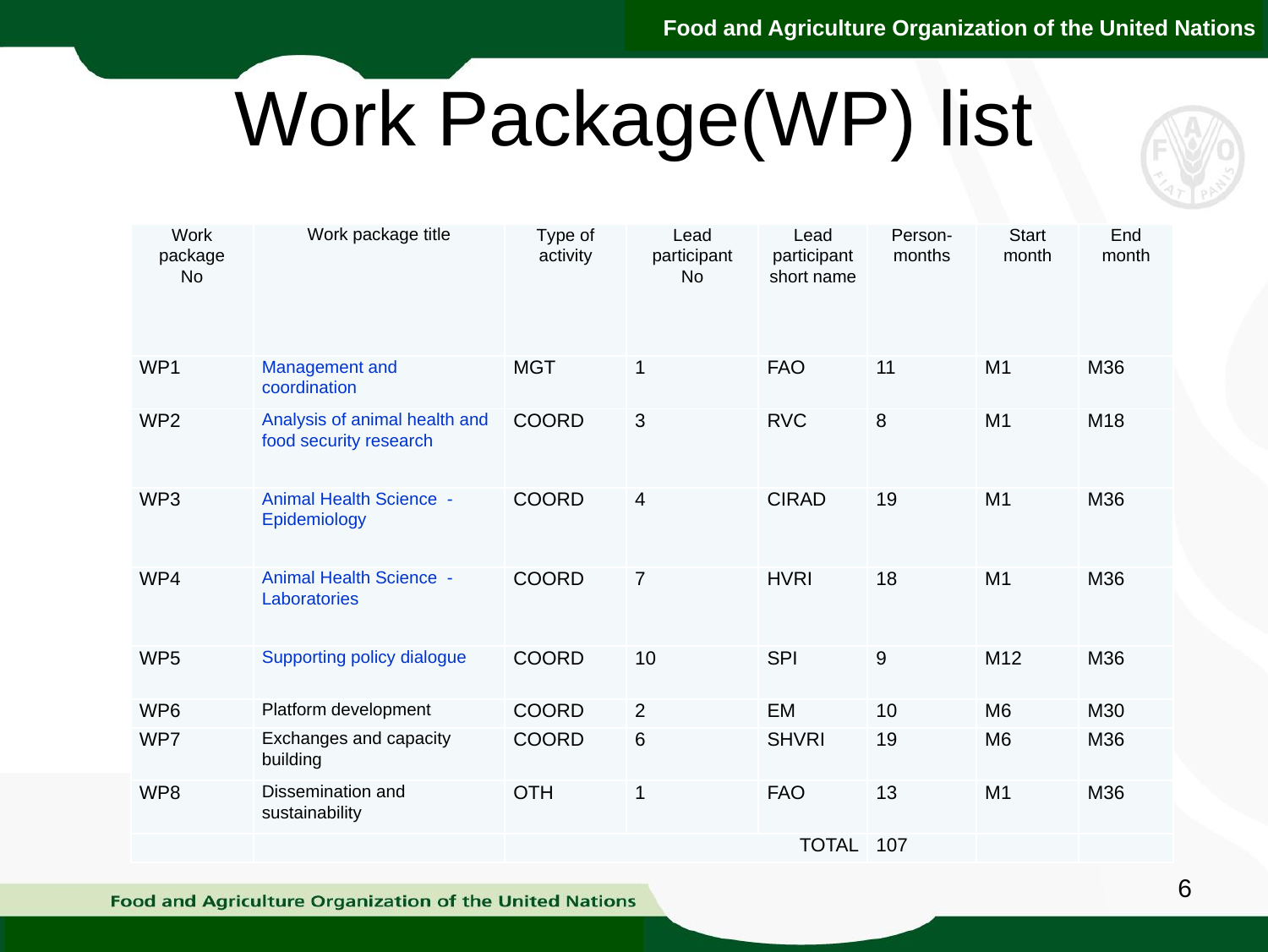# Work Package(WP) list

| Work package No | Work package title | Type of activity | Lead participant No | Lead participant short name | Person-months | Start month | End month |
|---|---|---|---|---|---|---|---|
| WP1 | Management and coordination | MGT | 1 | FAO | 11 | M1 | M36 |
| WP2 | Analysis of animal health and food security research | COORD | 3 | RVC | 8 | M1 | M18 |
| WP3 | Animal Health Science - Epidemiology | COORD | 4 | CIRAD | 19 | M1 | M36 |
| WP4 | Animal Health Science - Laboratories | COORD | 7 | HVRI | 18 | M1 | M36 |
| WP5 | Supporting policy dialogue | COORD | 10 | SPI | 9 | M12 | M36 |
| WP6 | Platform development | COORD | 2 | EM | 10 | M6 | M30 |
| WP7 | Exchanges and capacity building | COORD | 6 | SHVRI | 19 | M6 | M36 |
| WP8 | Dissemination and sustainability | OTH | 1 | FAO | 13 | M1 | M36 |
| | | | | TOTAL | 107 | | |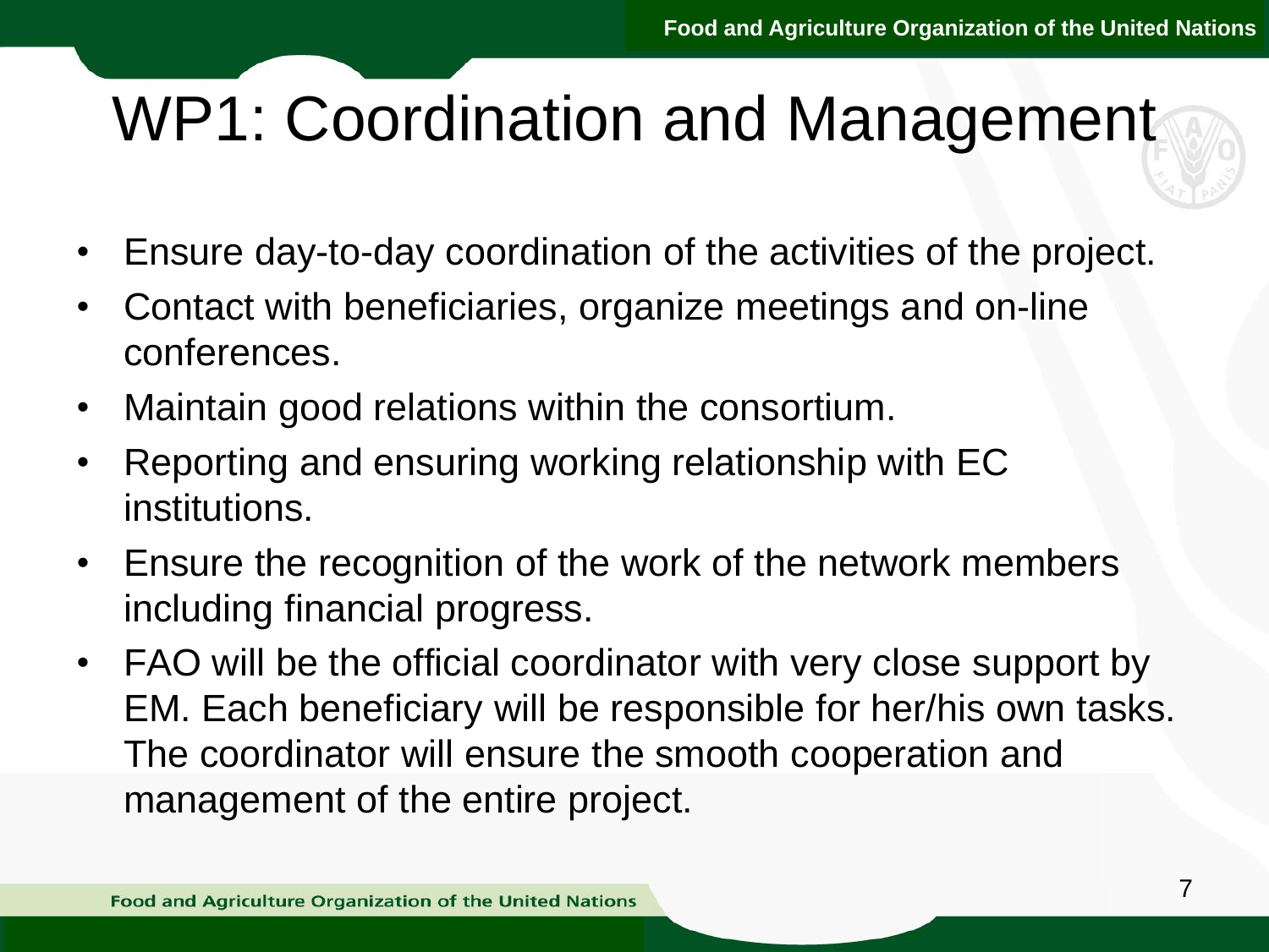# WP1: Coordination and Management

- Ensure day-to-day coordination of the activities of the project.
- Contact with beneficiaries, organize meetings and on-line conferences.
- Maintain good relations within the consortium.
- Reporting and ensuring working relationship with EC institutions.
- Ensure the recognition of the work of the network members including financial progress.
- FAO will be the official coordinator with very close support by EM. Each beneficiary will be responsible for her/his own tasks. The coordinator will ensure the smooth cooperation and management of the entire project.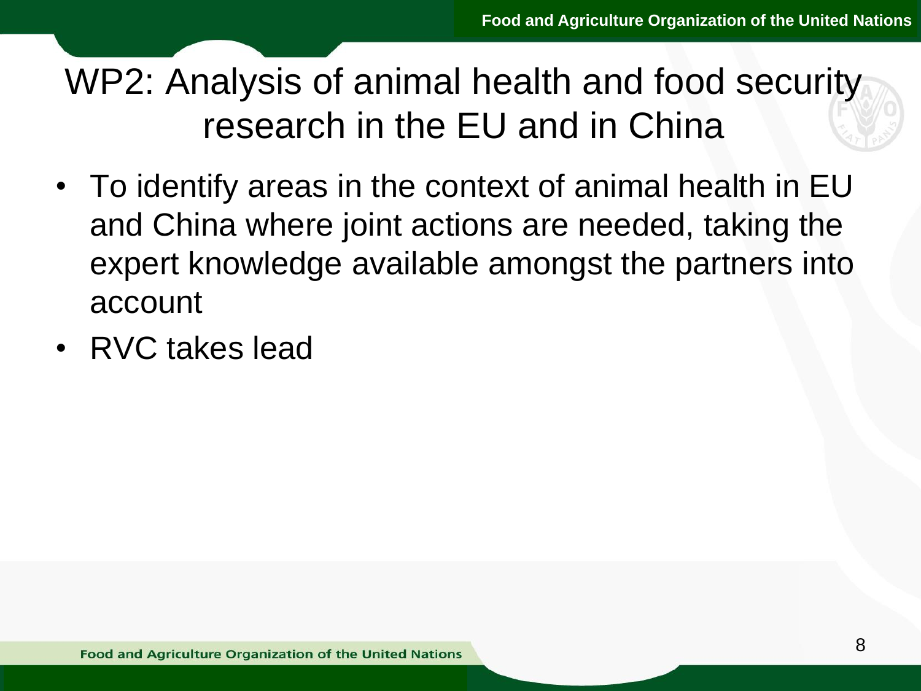# WP2: Analysis of animal health and food security research in the EU and in China

- To identify areas in the context of animal health in EU and China where joint actions are needed, taking the expert knowledge available amongst the partners into account
- RVC takes lead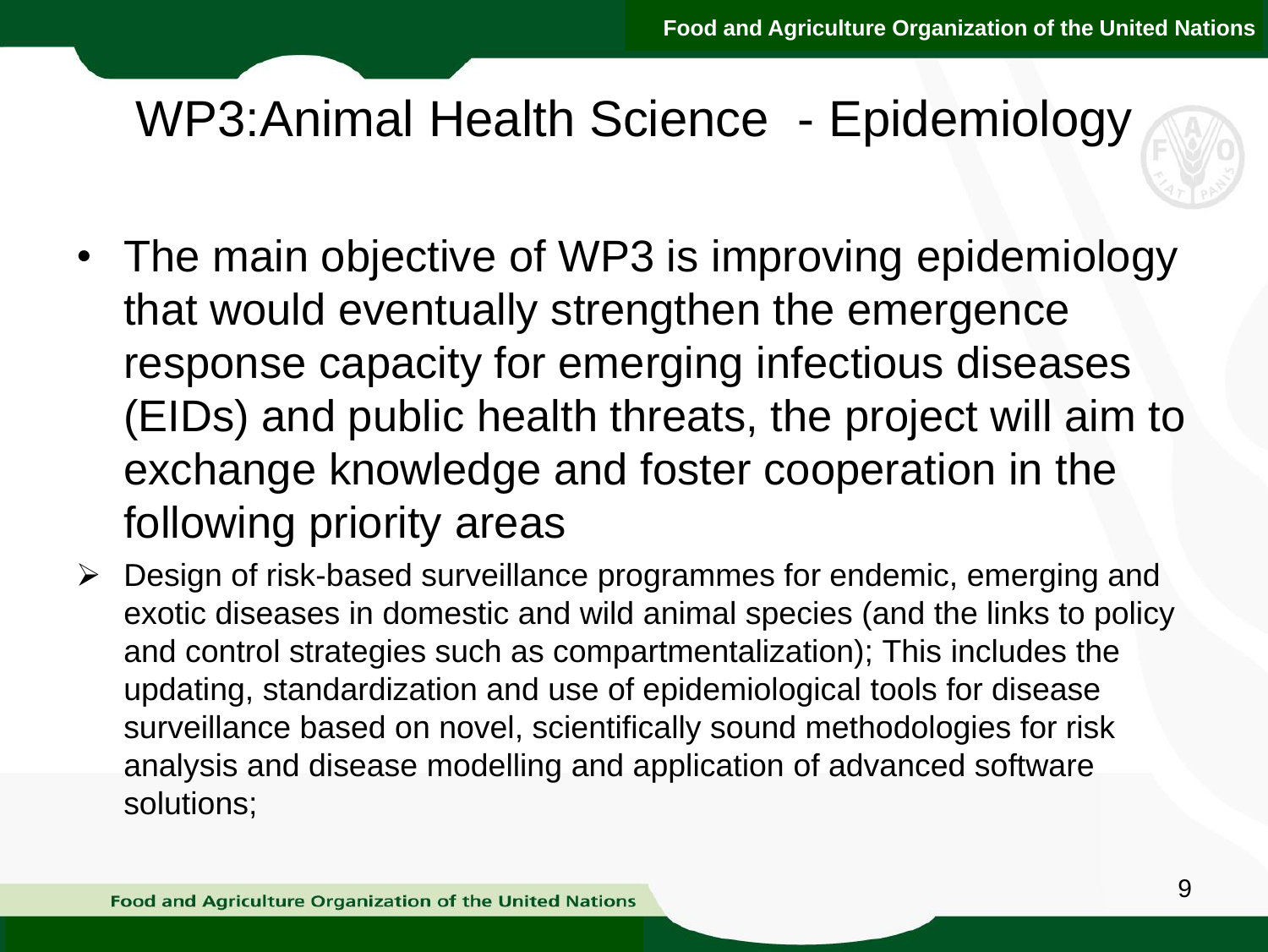# WP3:Animal Health Science - Epidemiology

- The main objective of WP3 is improving epidemiology that would eventually strengthen the emergence response capacity for emerging infectious diseases (EIDs) and public health threats, the project will aim to exchange knowledge and foster cooperation in the following priority areas

➢ Design of risk-based surveillance programmes for endemic, emerging and exotic diseases in domestic and wild animal species (and the links to policy and control strategies such as compartmentalization); This includes the updating, standardization and use of epidemiological tools for disease surveillance based on novel, scientifically sound methodologies for risk analysis and disease modelling and application of advanced software solutions;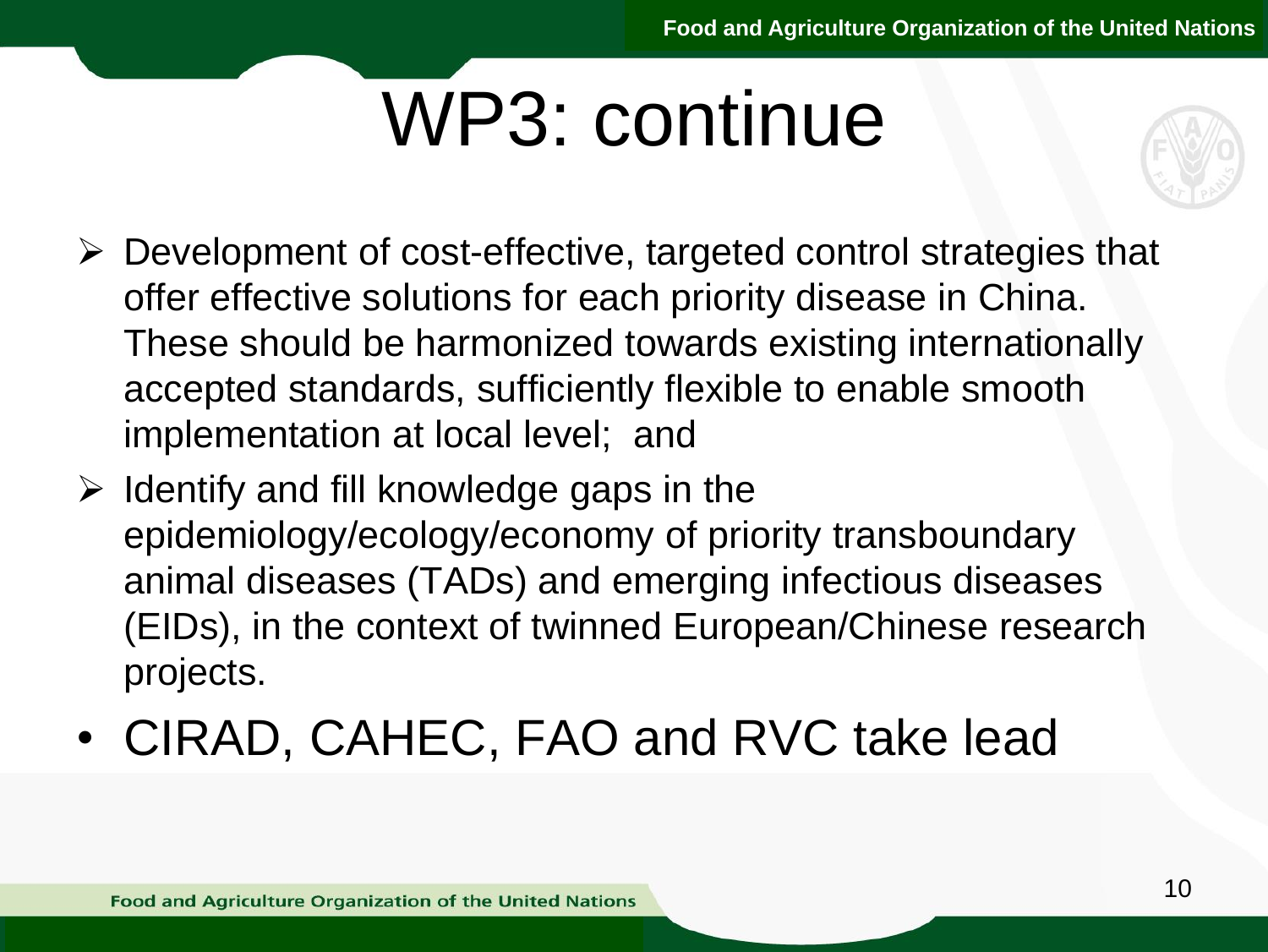# WP3: continue

- Development of cost-effective, targeted control strategies that offer effective solutions for each priority disease in China. These should be harmonized towards existing internationally accepted standards, sufficiently flexible to enable smooth implementation at local level; and
- Identify and fill knowledge gaps in the epidemiology/ecology/economy of priority transboundary animal diseases (TADs) and emerging infectious diseases (EIDs), in the context of twinned European/Chinese research projects.

- CIRAD, CAHEC, FAO and RVC take lead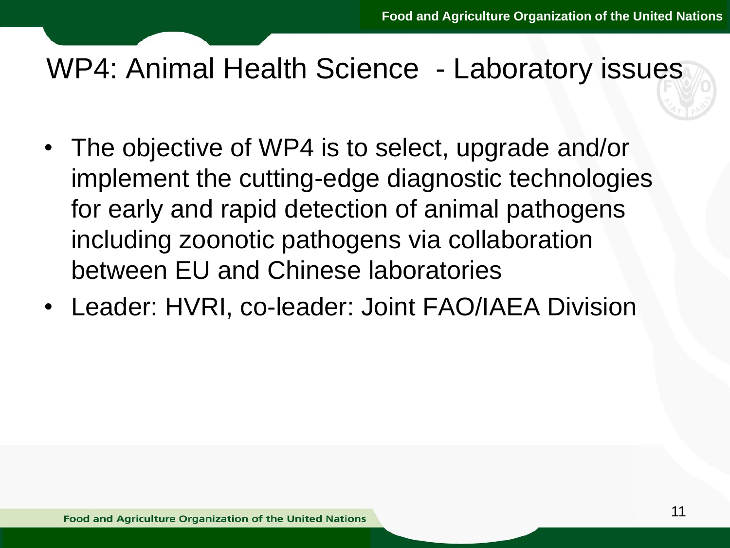# WP4: Animal Health Science - Laboratory issues

- The objective of WP4 is to select, upgrade and/or implement the cutting-edge diagnostic technologies for early and rapid detection of animal pathogens including zoonotic pathogens via collaboration between EU and Chinese laboratories
- Leader: HVRI, co-leader: Joint FAO/IAEA Division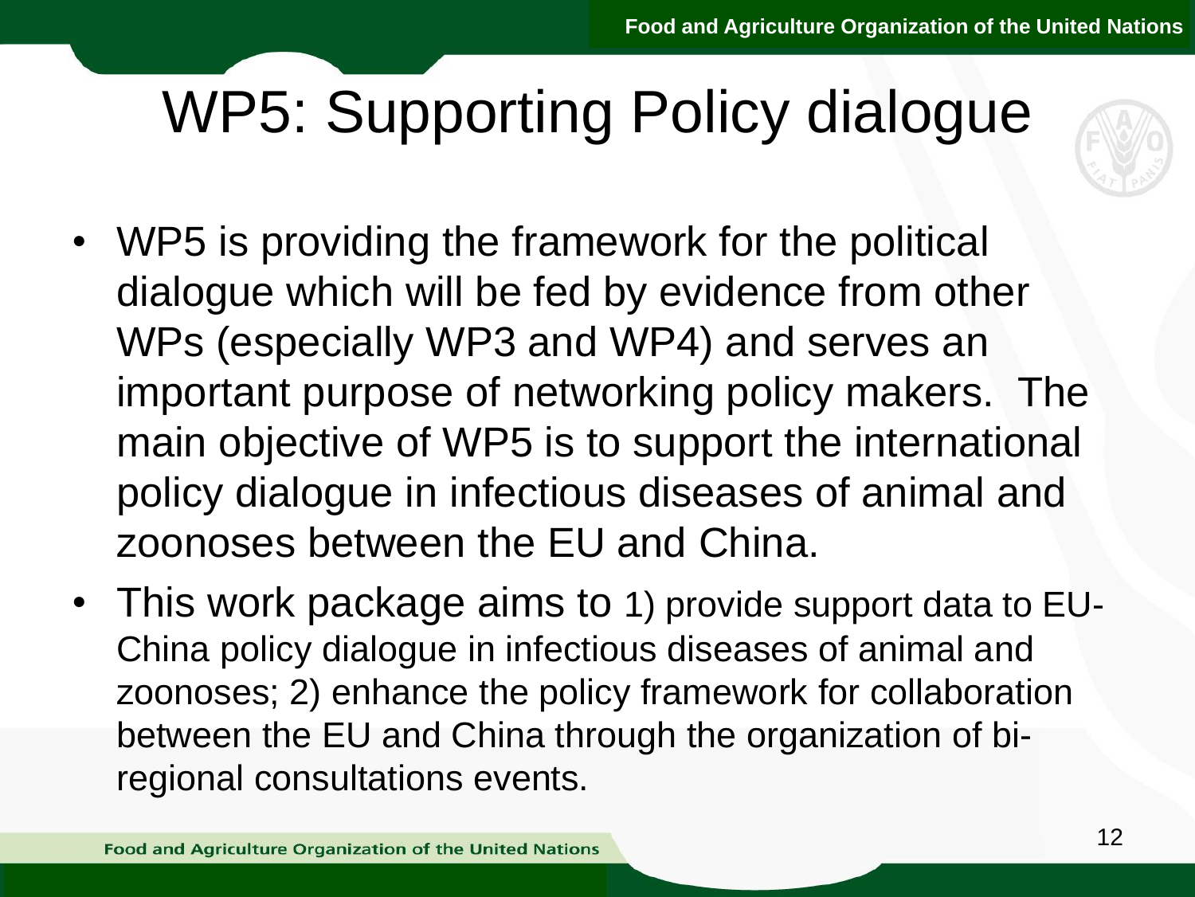# WP5: Supporting Policy dialogue

- WP5 is providing the framework for the political dialogue which will be fed by evidence from other WPs (especially WP3 and WP4) and serves an important purpose of networking policy makers. The main objective of WP5 is to support the international policy dialogue in infectious diseases of animal and zoonoses between the EU and China.
- This work package aims to 1) provide support data to EU-China policy dialogue in infectious diseases of animal and zoonoses; 2) enhance the policy framework for collaboration between the EU and China through the organization of bi-regional consultations events.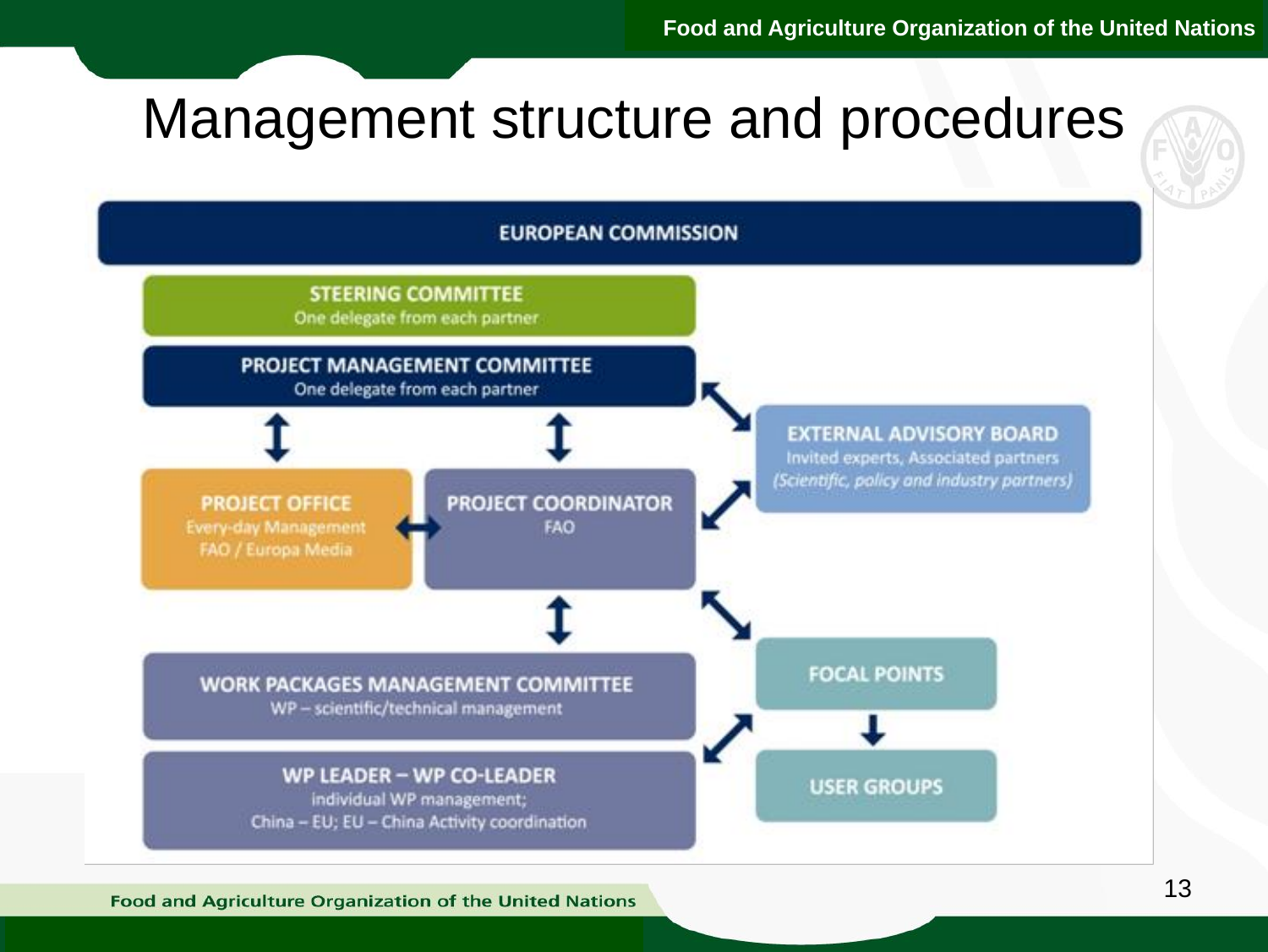# Management structure and procedures

**EUROPEAN COMMISSION**

**STEERING COMMITTEE**
One delegate from each partner

**PROJECT MANAGEMENT COMMITTEE**
One delegate from each partner

**PROJECT OFFICE**
Every-day Management
FAO / Europa Media

**PROJECT COORDINATOR**
FAO

**EXTERNAL ADVISORY BOARD**
Invited experts, Associated partners
*(Scientific, policy and industry partners)*

**WORK PACKAGES MANAGEMENT COMMITTEE**
WP – scientific/technical management

**WP LEADER – WP CO-LEADER**
individual WP management;
China – EU; EU – China Activity coordination

**FOCAL POINTS**

**USER GROUPS**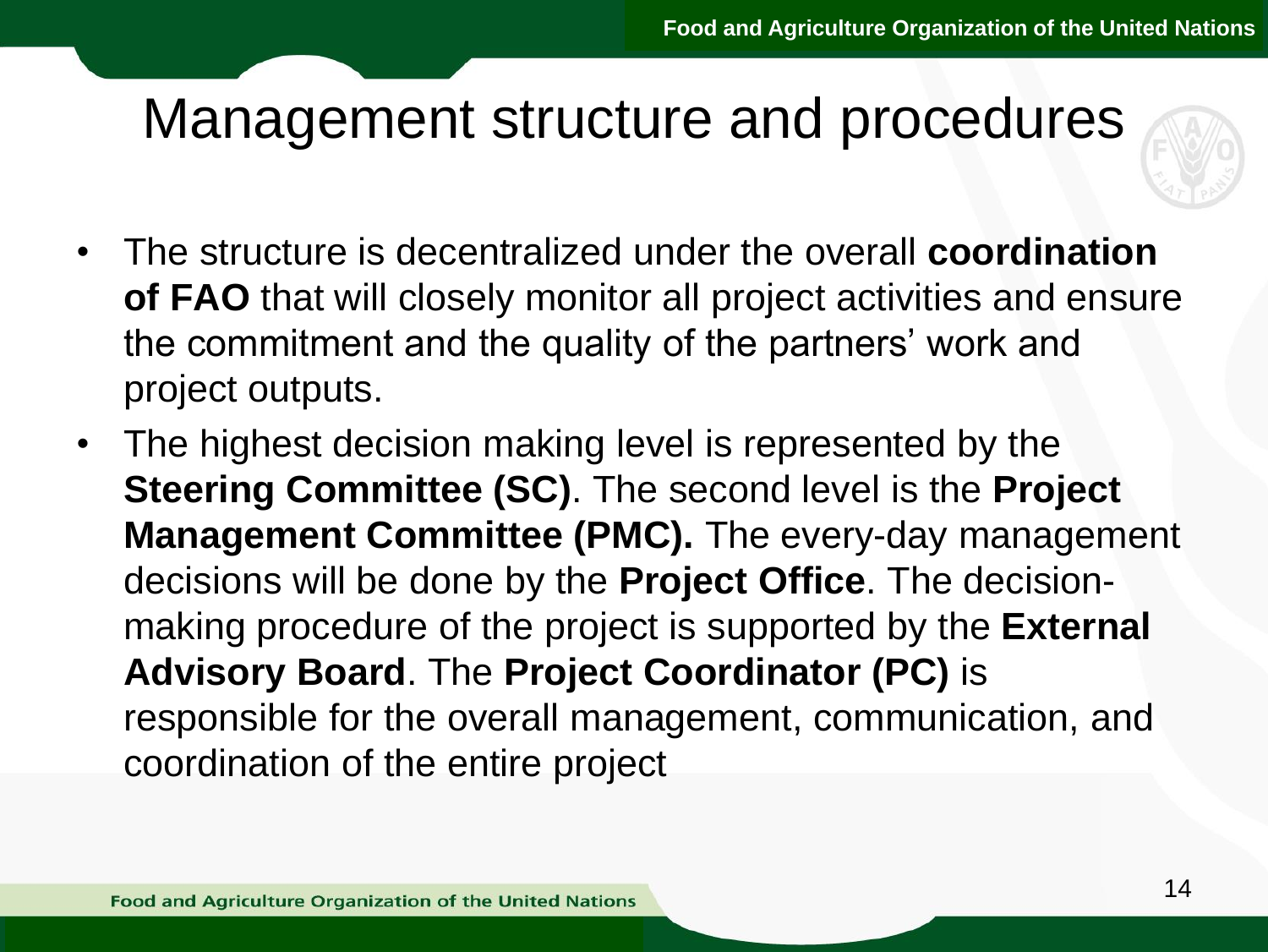# Management structure and procedures

- The structure is decentralized under the overall **coordination of FAO** that will closely monitor all project activities and ensure the commitment and the quality of the partners' work and project outputs.
- The highest decision making level is represented by the **Steering Committee (SC)**. The second level is the **Project Management Committee (PMC).** The every-day management decisions will be done by the **Project Office**. The decision-making procedure of the project is supported by the **External Advisory Board**. The **Project Coordinator (PC)** is responsible for the overall management, communication, and coordination of the entire project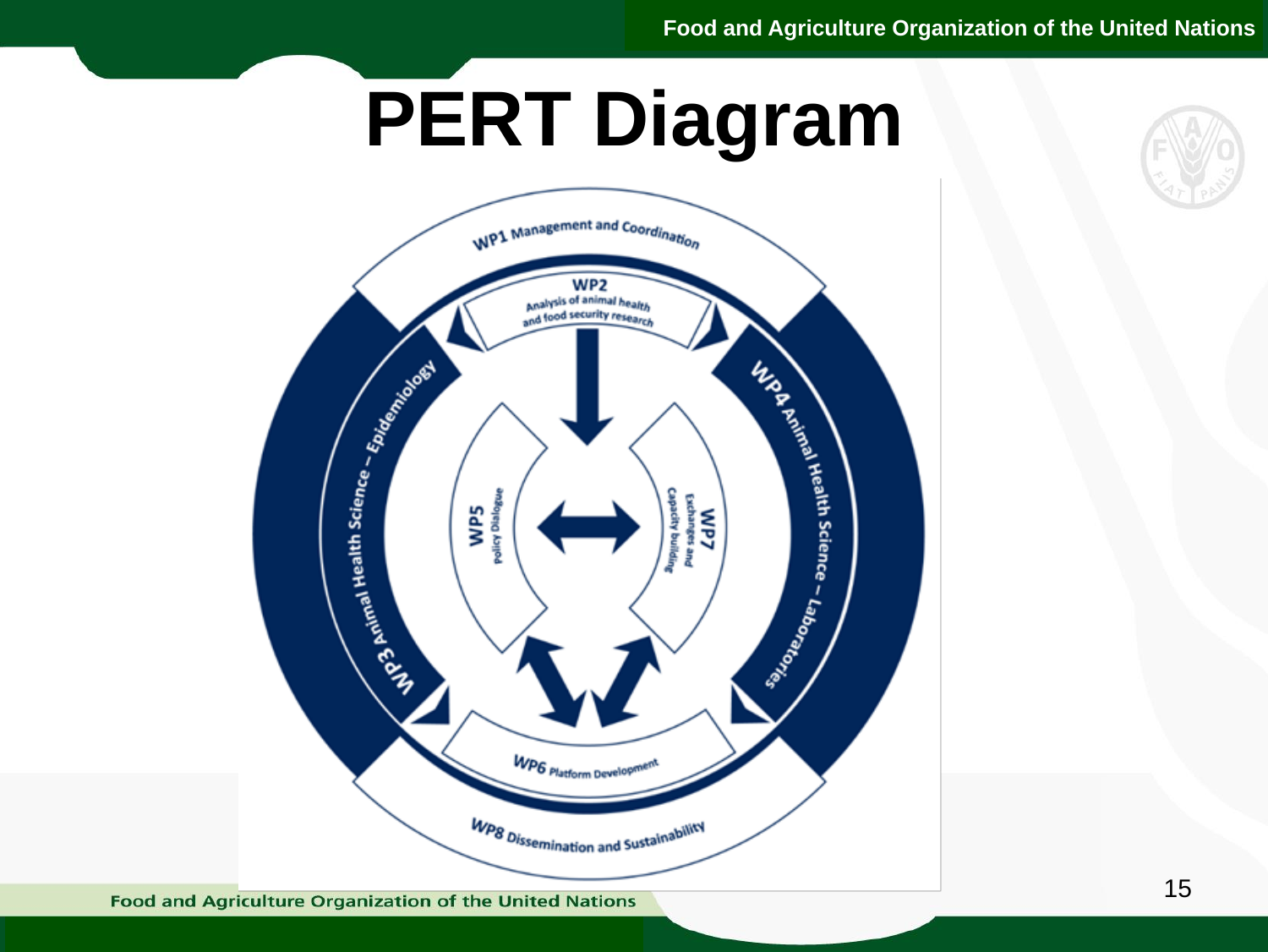# PERT Diagram

WP1 Management and Coordination

WP2 Analysis of animal health and food security research

WP3 Animal Health Science – Epidemiology

WP4 Animal Health Science – Laboratories

WP5 Policy Dialogue

WP7 Exchanges and Capacity building

WP6 Platform Development

WP8 Dissemination and Sustainability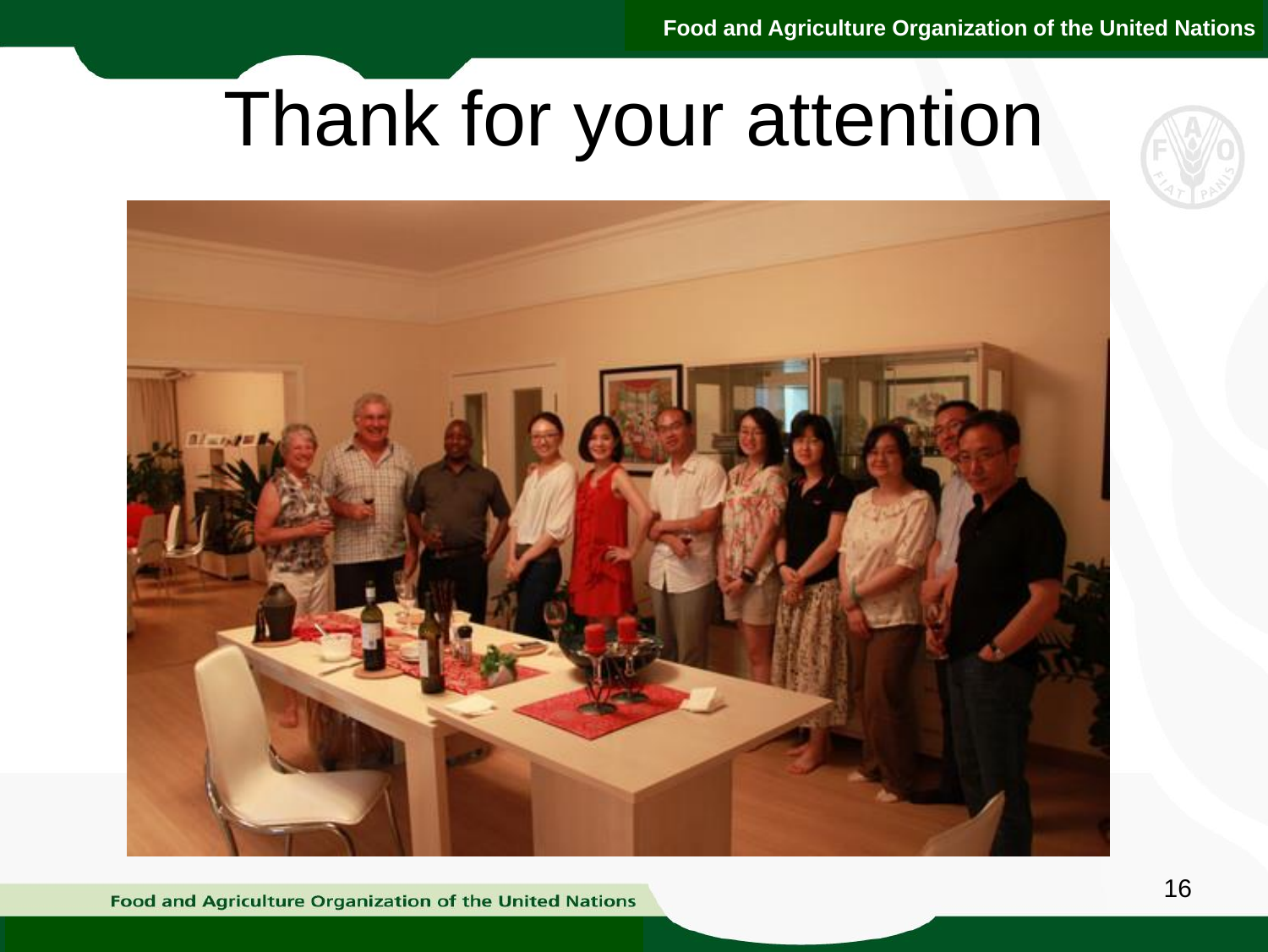# Thank for your attention